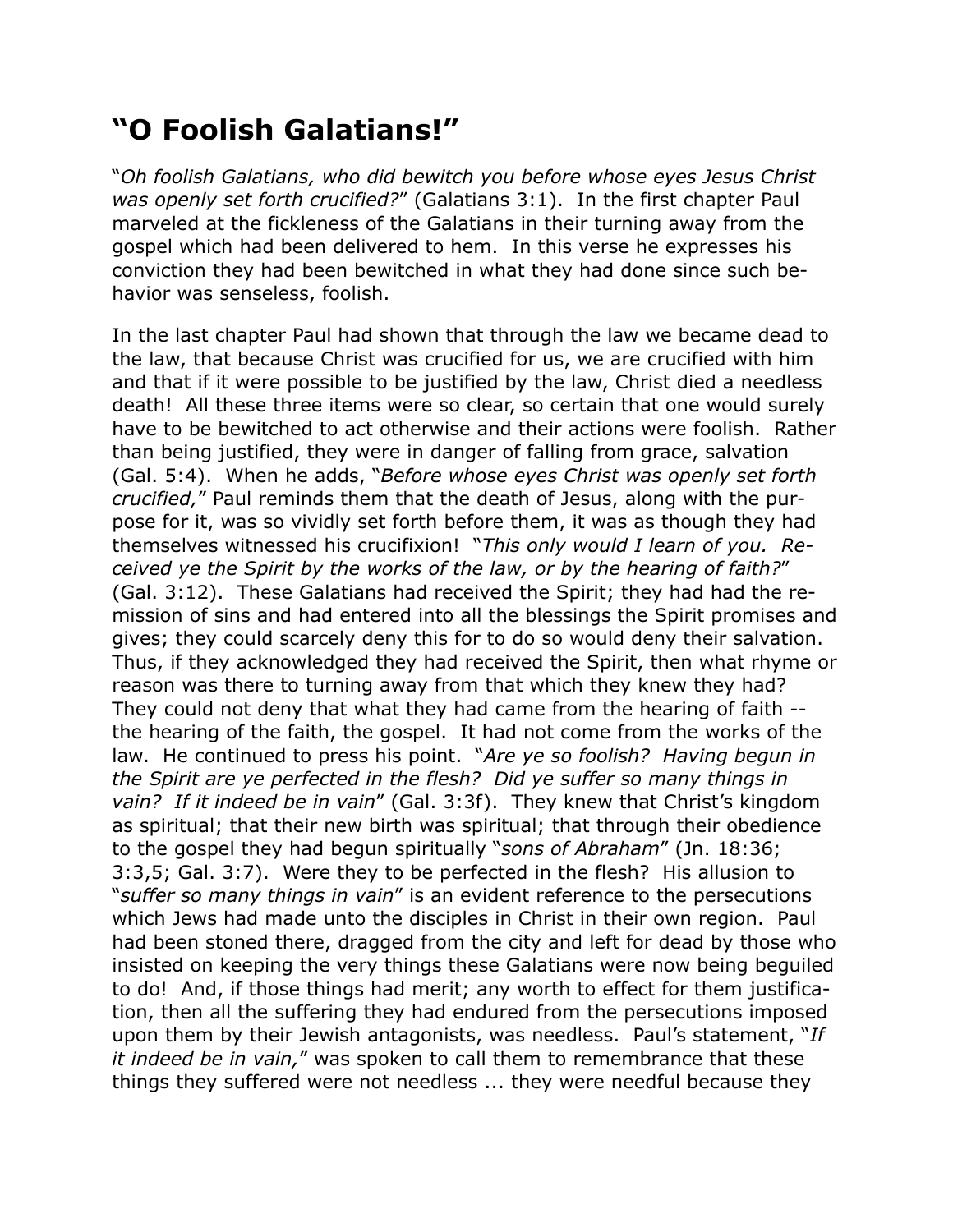# "O Foolish Galatians!"

"*Oh foolish Galatians, who did bewitch you before whose eyes Jesus Christ was openly set forth crucified?*" (Galatians 3:1). In the first chapter Paul marveled at the fickleness of the Galatians in their turning away from the gospel which had been delivered to hem. In this verse he expresses his conviction they had been bewitched in what they had done since such behavior was senseless, foolish.

In the last chapter Paul had shown that through the law we became dead to the law, that because Christ was crucified for us, we are crucified with him and that if it were possible to be justified by the law, Christ died a needless death! All these three items were so clear, so certain that one would surely have to be bewitched to act otherwise and their actions were foolish. Rather than being justified, they were in danger of falling from grace, salvation (Gal. 5:4). When he adds, "*Before whose eyes Christ was openly set forth crucified,*" Paul reminds them that the death of Jesus, along with the purpose for it, was so vividly set forth before them, it was as though they had themselves witnessed his crucifixion! "*This only would I learn of you. Received ye the Spirit by the works of the law, or by the hearing of faith?*" (Gal. 3:12). These Galatians had received the Spirit; they had had the remission of sins and had entered into all the blessings the Spirit promises and gives; they could scarcely deny this for to do so would deny their salvation. Thus, if they acknowledged they had received the Spirit, then what rhyme or reason was there to turning away from that which they knew they had? They could not deny that what they had came from the hearing of faith -- the hearing of the faith, the gospel. It had not come from the works of the law. He continued to press his point. "*Are ye so foolish? Having begun in the Spirit are ye perfected in the flesh? Did ye suffer so many things in vain? If it indeed be in vain*" (Gal. 3:3f). They knew that Christ's kingdom as spiritual; that their new birth was spiritual; that through their obedience to the gospel they had begun spiritually "*sons of Abraham*" (Jn. 18:36; 3:3,5; Gal. 3:7). Were they to be perfected in the flesh? His allusion to "*suffer so many things in vain*" is an evident reference to the persecutions which Jews had made unto the disciples in Christ in their own region. Paul had been stoned there, dragged from the city and left for dead by those who insisted on keeping the very things these Galatians were now being beguiled to do! And, if those things had merit; any worth to effect for them justification, then all the suffering they had endured from the persecutions imposed upon them by their Jewish antagonists, was needless. Paul's statement, "*If it indeed be in vain,*" was spoken to call them to remembrance that these things they suffered were not needless ... they were needful because they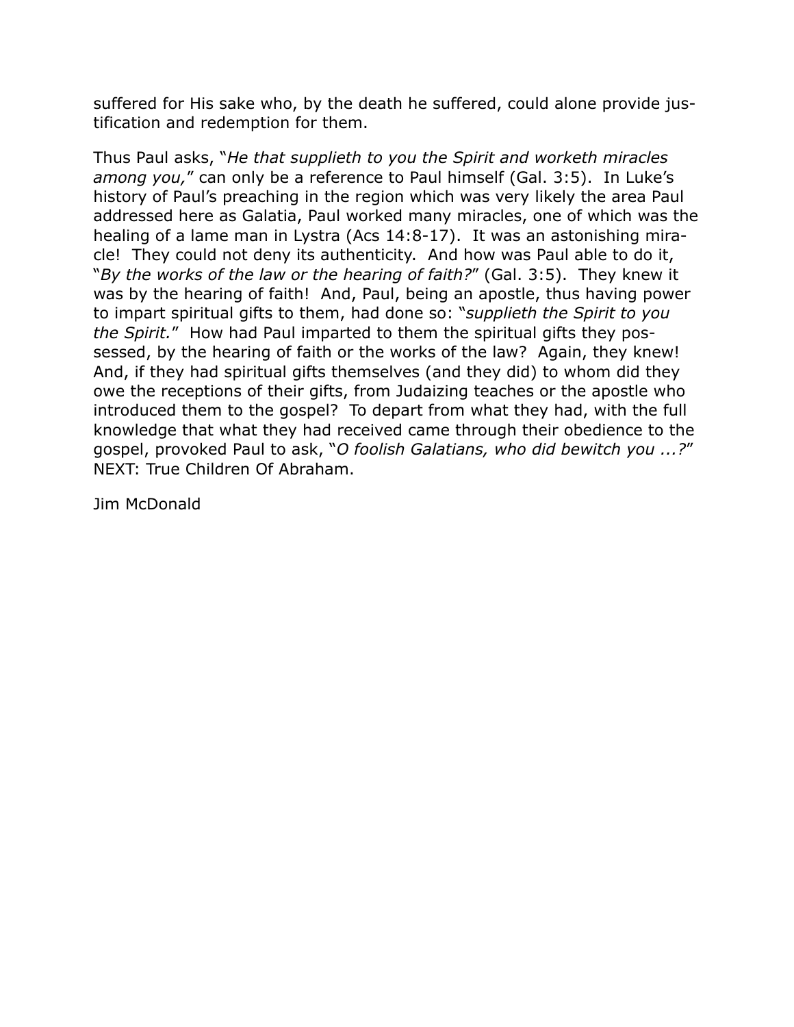suffered for His sake who, by the death he suffered, could alone provide justification and redemption for them.

Thus Paul asks, "*He that supplieth to you the Spirit and worketh miracles among you,*" can only be a reference to Paul himself (Gal. 3:5). In Luke's history of Paul's preaching in the region which was very likely the area Paul addressed here as Galatia, Paul worked many miracles, one of which was the healing of a lame man in Lystra (Acs 14:8-17). It was an astonishing miracle! They could not deny its authenticity. And how was Paul able to do it, "*By the works of the law or the hearing of faith?*" (Gal. 3:5). They knew it was by the hearing of faith! And, Paul, being an apostle, thus having power to impart spiritual gifts to them, had done so: "*supplieth the Spirit to you the Spirit.*" How had Paul imparted to them the spiritual gifts they possessed, by the hearing of faith or the works of the law? Again, they knew! And, if they had spiritual gifts themselves (and they did) to whom did they owe the receptions of their gifts, from Judaizing teaches or the apostle who introduced them to the gospel? To depart from what they had, with the full knowledge that what they had received came through their obedience to the gospel, provoked Paul to ask, "*O foolish Galatians, who did bewitch you ...?*" NEXT: True Children Of Abraham.

Jim McDonald